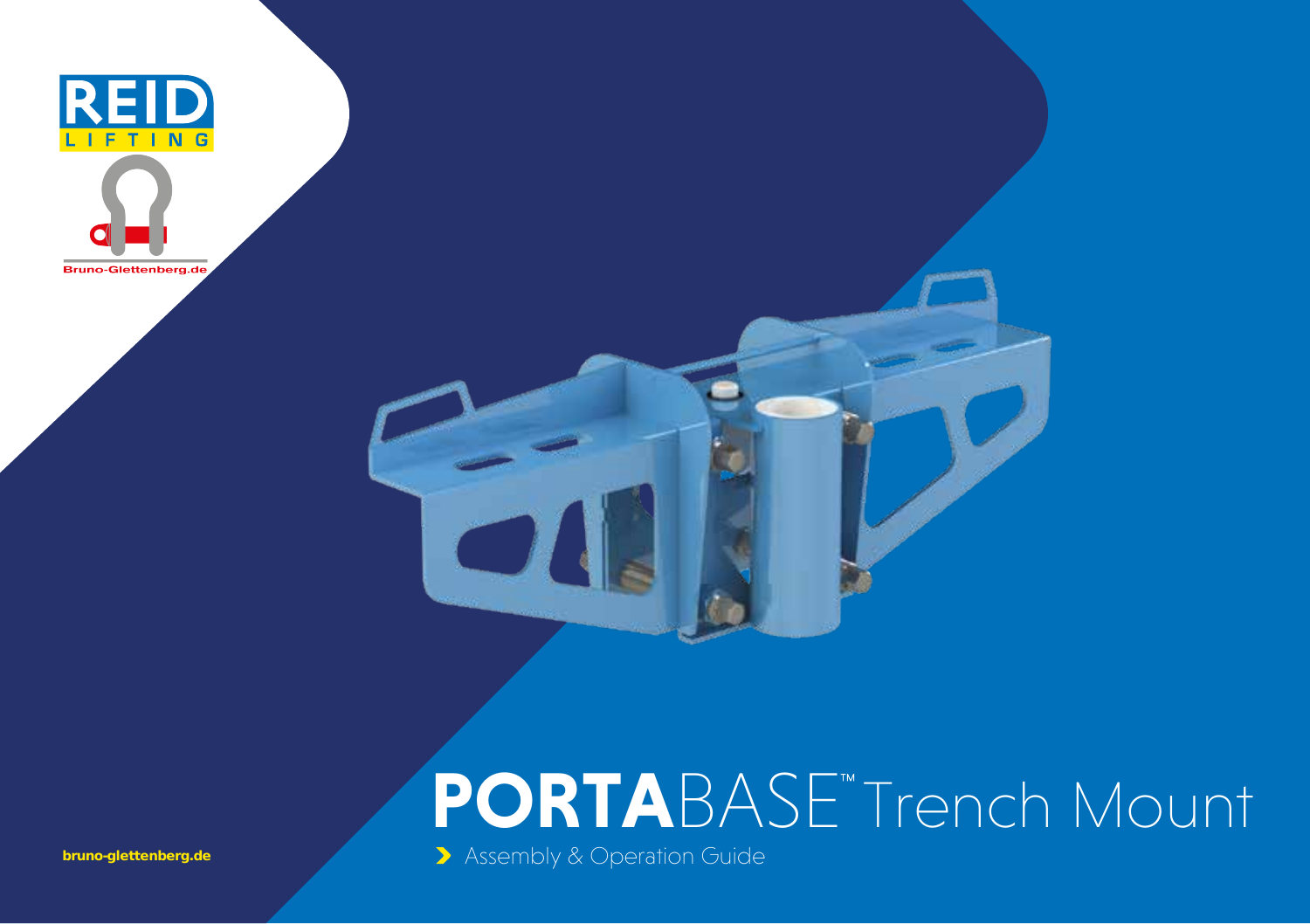REID LIFTING

Bruno-Glettenberg.de

# PORTABASE™ Trench Mount

Assembly & Operation Guide

bruno-glettenberg.de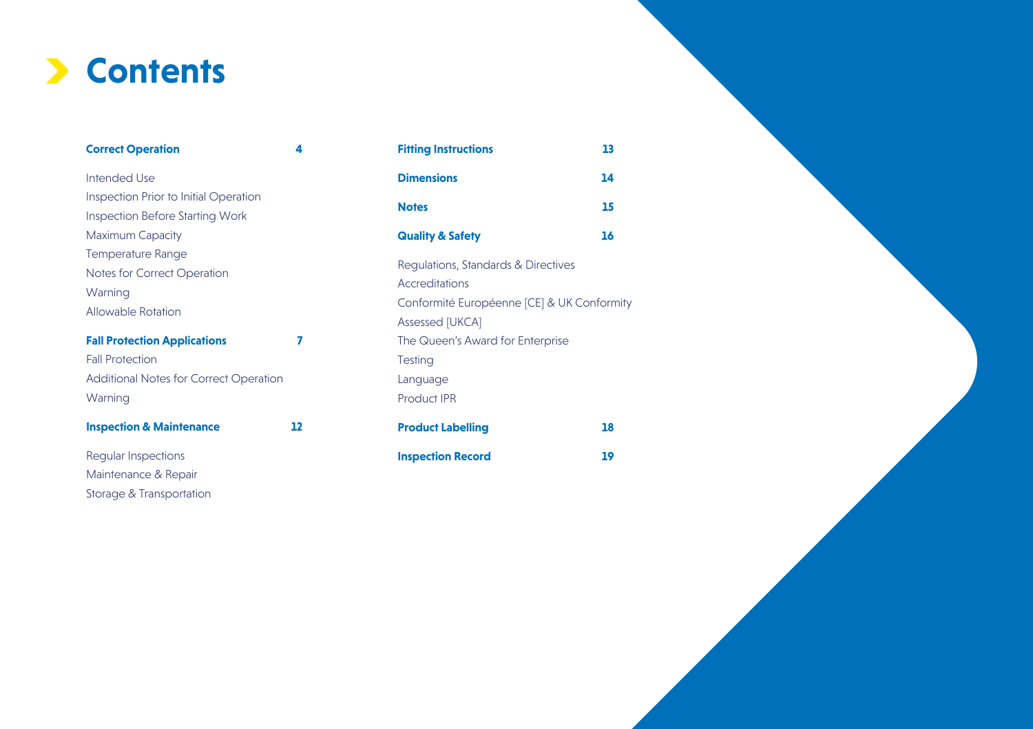# Contents

**Correct Operation** **4**

Intended Use
Inspection Prior to Initial Operation
Inspection Before Starting Work
Maximum Capacity
Temperature Range
Notes for Correct Operation
Warning
Allowable Rotation

**Fall Protection Applications** **7**

Fall Protection
Additional Notes for Correct Operation
Warning

**Inspection & Maintenance** **12**

Regular Inspections
Maintenance & Repair
Storage & Transportation

**Fitting Instructions** **13**

**Dimensions** **14**

**Notes** **15**

**Quality & Safety** **16**

Regulations, Standards & Directives
Accreditations
Conformité Européenne [CE] & UK Conformity Assessed [UKCA]
The Queen's Award for Enterprise
Testing
Language
Product IPR

**Product Labelling** **18**

**Inspection Record** **19**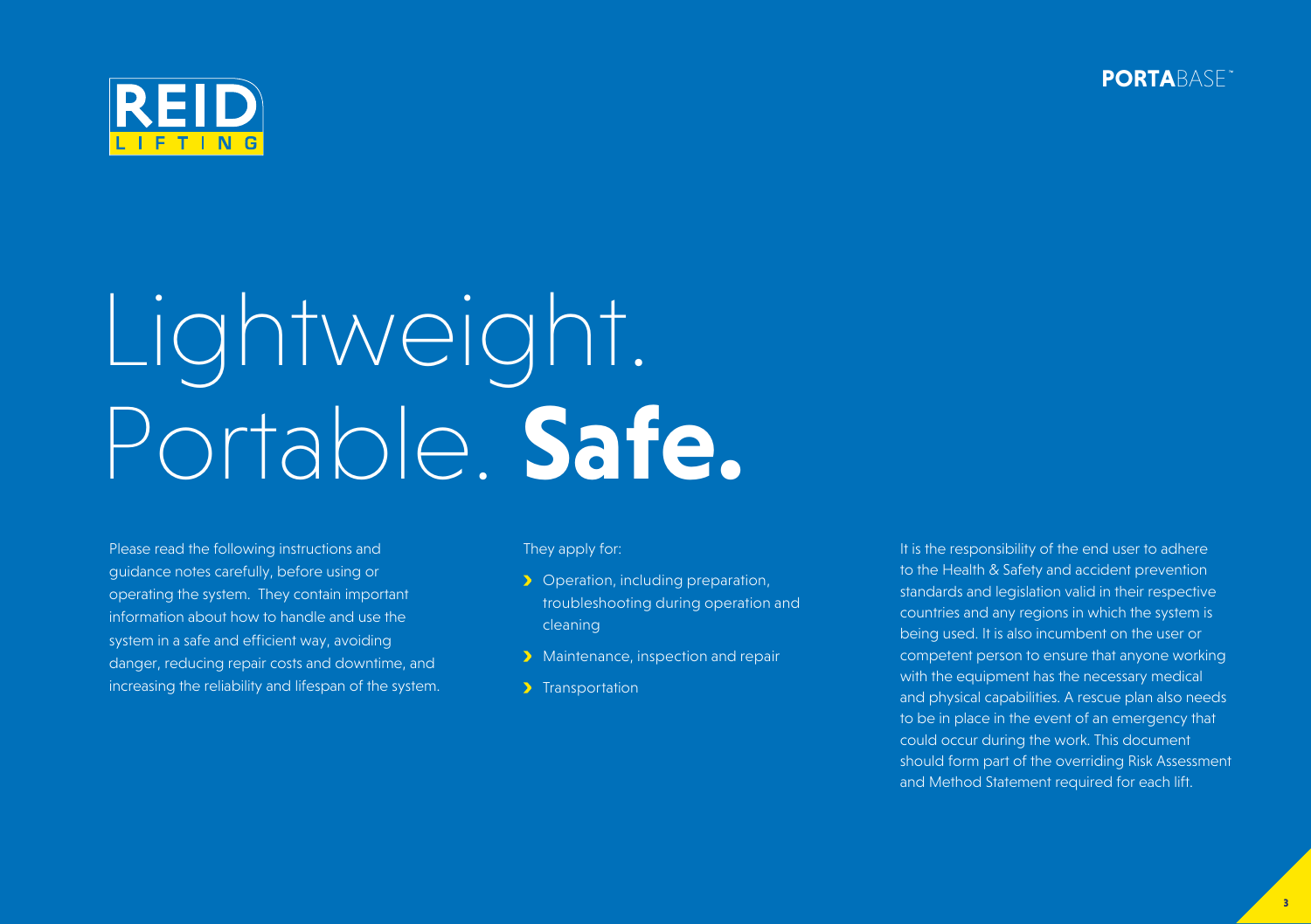# Lightweight. Portable. **Safe.**

Please read the following instructions and guidance notes carefully, before using or operating the system. They contain important information about how to handle and use the system in a safe and efficient way, avoiding danger, reducing repair costs and downtime, and increasing the reliability and lifespan of the system.

They apply for:

- Operation, including preparation, troubleshooting during operation and cleaning
- Maintenance, inspection and repair
- Transportation

It is the responsibility of the end user to adhere to the Health & Safety and accident prevention standards and legislation valid in their respective countries and any regions in which the system is being used. It is also incumbent on the user or competent person to ensure that anyone working with the equipment has the necessary medical and physical capabilities. A rescue plan also needs to be in place in the event of an emergency that could occur during the work. This document should form part of the overriding Risk Assessment and Method Statement required for each lift.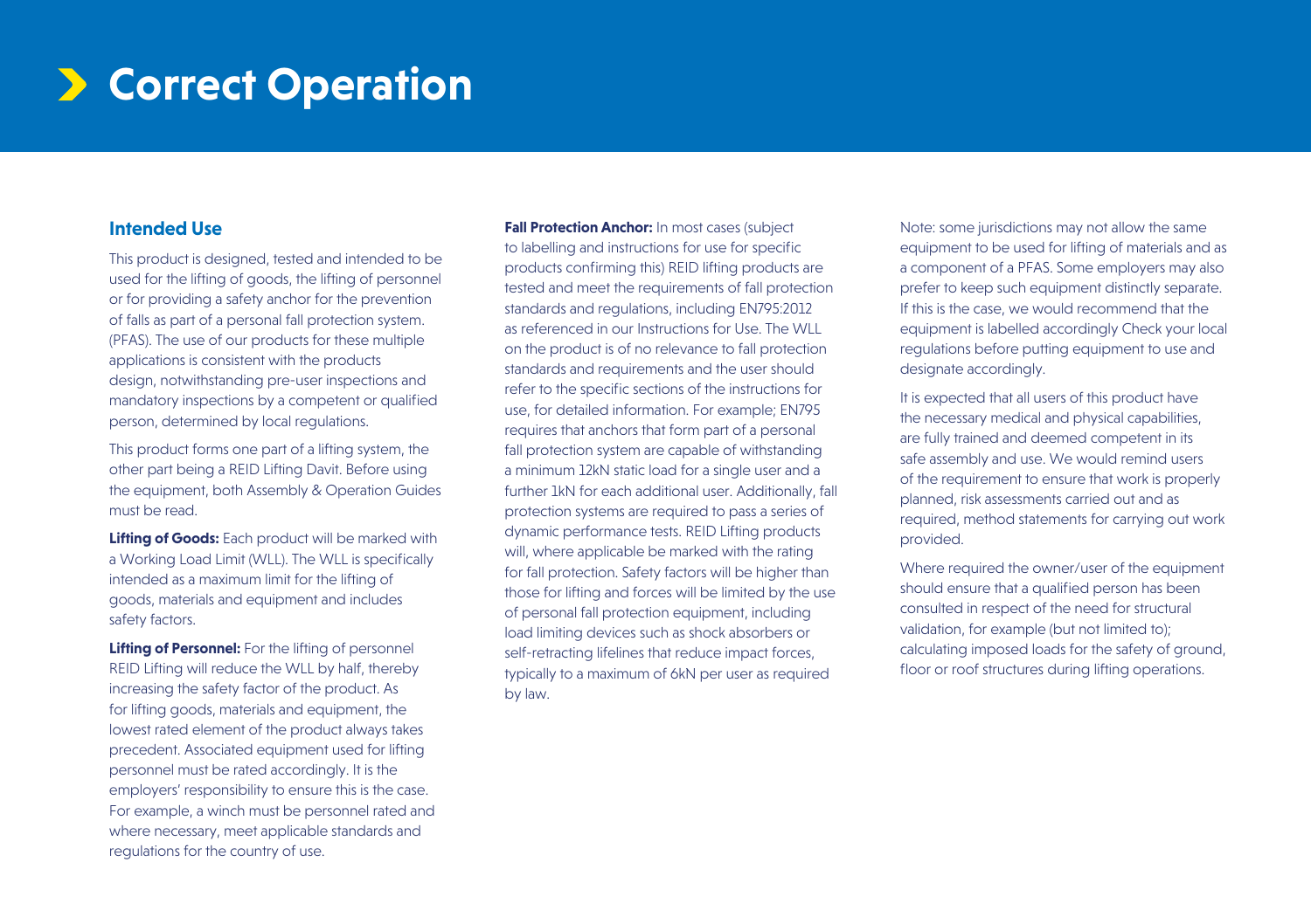# Correct Operation

## Intended Use

This product is designed, tested and intended to be used for the lifting of goods, the lifting of personnel or for providing a safety anchor for the prevention of falls as part of a personal fall protection system. (PFAS). The use of our products for these multiple applications is consistent with the products design, notwithstanding pre-user inspections and mandatory inspections by a competent or qualified person, determined by local regulations.

This product forms one part of a lifting system, the other part being a REID Lifting Davit. Before using the equipment, both Assembly & Operation Guides must be read.

**Lifting of Goods:** Each product will be marked with a Working Load Limit (WLL). The WLL is specifically intended as a maximum limit for the lifting of goods, materials and equipment and includes safety factors.

**Lifting of Personnel:** For the lifting of personnel REID Lifting will reduce the WLL by half, thereby increasing the safety factor of the product. As for lifting goods, materials and equipment, the lowest rated element of the product always takes precedent. Associated equipment used for lifting personnel must be rated accordingly. It is the employers' responsibility to ensure this is the case. For example, a winch must be personnel rated and where necessary, meet applicable standards and regulations for the country of use.

**Fall Protection Anchor:** In most cases (subject to labelling and instructions for use for specific products confirming this) REID lifting products are tested and meet the requirements of fall protection standards and regulations, including EN795:2012 as referenced in our Instructions for Use. The WLL on the product is of no relevance to fall protection standards and requirements and the user should refer to the specific sections of the instructions for use, for detailed information. For example; EN795 requires that anchors that form part of a personal fall protection system are capable of withstanding a minimum 12kN static load for a single user and a further 1kN for each additional user. Additionally, fall protection systems are required to pass a series of dynamic performance tests. REID Lifting products will, where applicable be marked with the rating for fall protection. Safety factors will be higher than those for lifting and forces will be limited by the use of personal fall protection equipment, including load limiting devices such as shock absorbers or self-retracting lifelines that reduce impact forces, typically to a maximum of 6kN per user as required by law.

Note: some jurisdictions may not allow the same equipment to be used for lifting of materials and as a component of a PFAS. Some employers may also prefer to keep such equipment distinctly separate. If this is the case, we would recommend that the equipment is labelled accordingly Check your local regulations before putting equipment to use and designate accordingly.

It is expected that all users of this product have the necessary medical and physical capabilities, are fully trained and deemed competent in its safe assembly and use. We would remind users of the requirement to ensure that work is properly planned, risk assessments carried out and as required, method statements for carrying out work provided.

Where required the owner/user of the equipment should ensure that a qualified person has been consulted in respect of the need for structural validation, for example (but not limited to); calculating imposed loads for the safety of ground, floor or roof structures during lifting operations.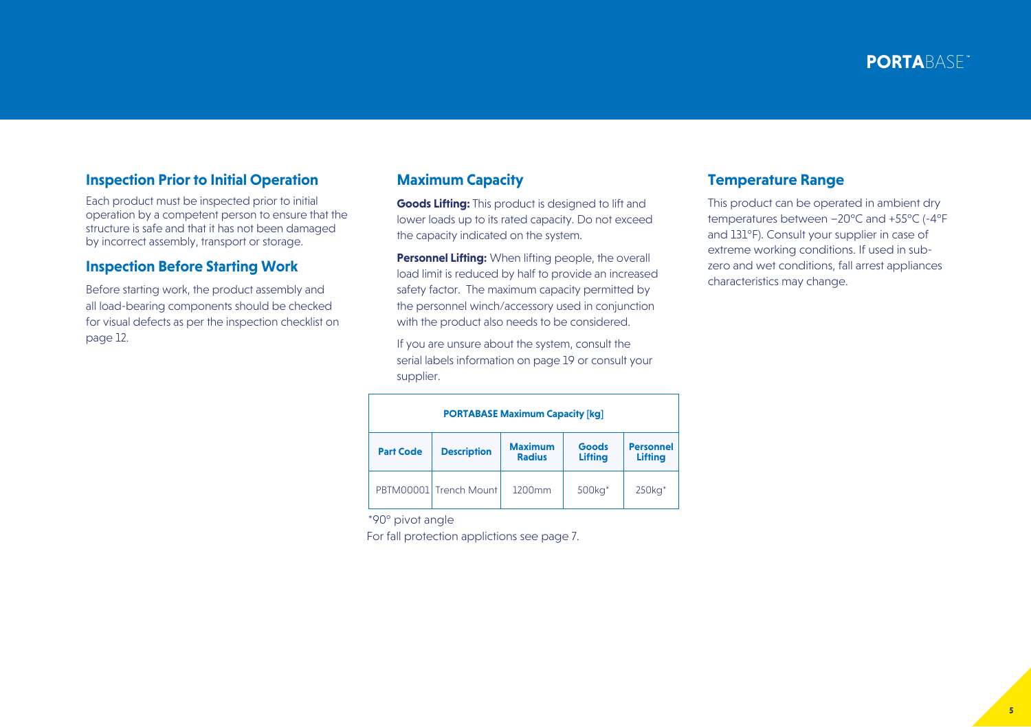## Inspection Prior to Initial Operation

Each product must be inspected prior to initial operation by a competent person to ensure that the structure is safe and that it has not been damaged by incorrect assembly, transport or storage.

## Inspection Before Starting Work

Before starting work, the product assembly and all load-bearing components should be checked for visual defects as per the inspection checklist on page 12.

## Maximum Capacity

**Goods Lifting:** This product is designed to lift and lower loads up to its rated capacity. Do not exceed the capacity indicated on the system.

**Personnel Lifting:** When lifting people, the overall load limit is reduced by half to provide an increased safety factor. The maximum capacity permitted by the personnel winch/accessory used in conjunction with the product also needs to be considered.

If you are unsure about the system, consult the serial labels information on page 19 or consult your supplier.

| **PORTABASE Maximum Capacity [kg]** | | | | |
|---|---|---|---|---|
| **Part Code** | **Description** | **Maximum Radius** | **Goods Lifting** | **Personnel Lifting** |
| PBTM00001 | Trench Mount | 1200mm | 500kg* | 250kg* |

*90° pivot angle

For fall protection applictions see page 7.

## Temperature Range

This product can be operated in ambient dry temperatures between −20°C and +55°C (-4°F and 131°F). Consult your supplier in case of extreme working conditions. If used in sub-zero and wet conditions, fall arrest appliances characteristics may change.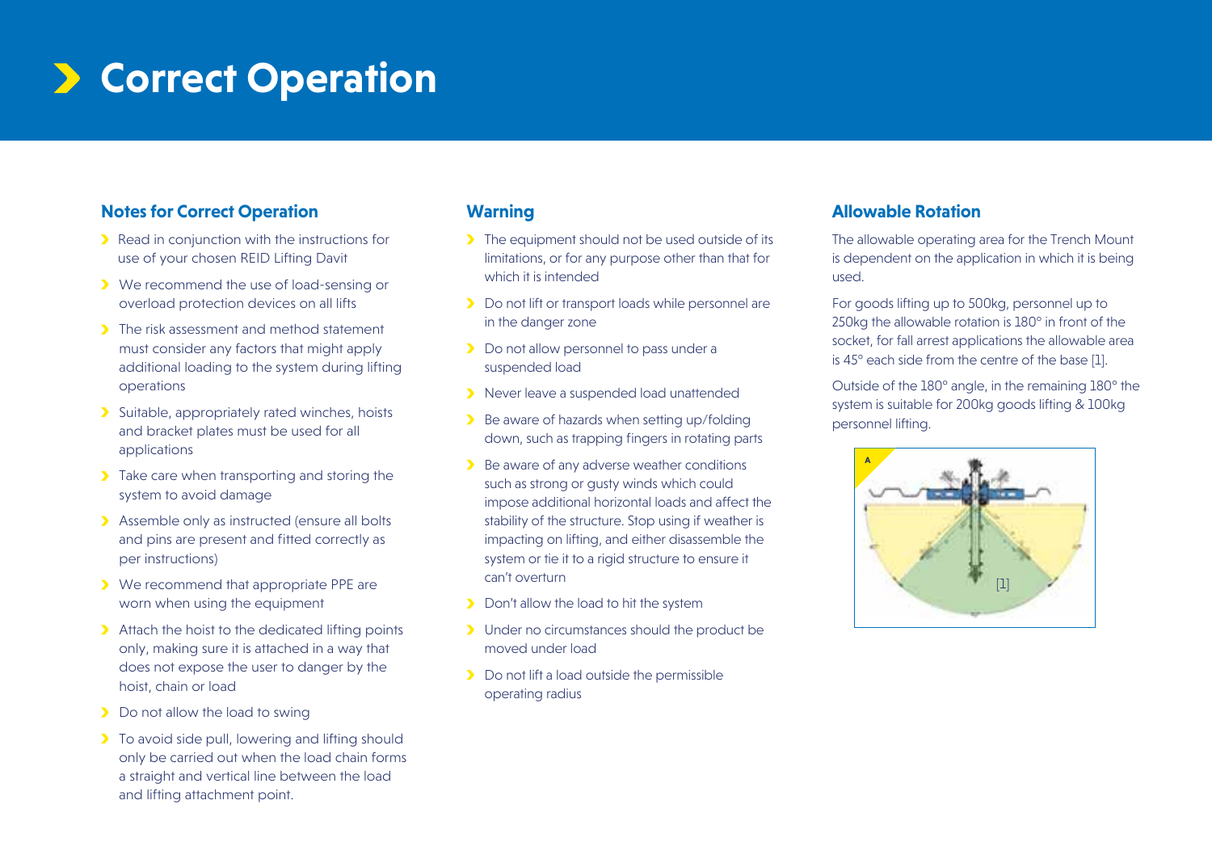# Correct Operation

## Notes for Correct Operation

- Read in conjunction with the instructions for use of your chosen REID Lifting Davit
- We recommend the use of load-sensing or overload protection devices on all lifts
- The risk assessment and method statement must consider any factors that might apply additional loading to the system during lifting operations
- Suitable, appropriately rated winches, hoists and bracket plates must be used for all applications
- Take care when transporting and storing the system to avoid damage
- Assemble only as instructed (ensure all bolts and pins are present and fitted correctly as per instructions)
- We recommend that appropriate PPE are worn when using the equipment
- Attach the hoist to the dedicated lifting points only, making sure it is attached in a way that does not expose the user to danger by the hoist, chain or load
- Do not allow the load to swing
- To avoid side pull, lowering and lifting should only be carried out when the load chain forms a straight and vertical line between the load and lifting attachment point.

## Warning

- The equipment should not be used outside of its limitations, or for any purpose other than that for which it is intended
- Do not lift or transport loads while personnel are in the danger zone
- Do not allow personnel to pass under a suspended load
- Never leave a suspended load unattended
- Be aware of hazards when setting up/folding down, such as trapping fingers in rotating parts
- Be aware of any adverse weather conditions such as strong or gusty winds which could impose additional horizontal loads and affect the stability of the structure. Stop using if weather is impacting on lifting, and either disassemble the system or tie it to a rigid structure to ensure it can't overturn
- Don't allow the load to hit the system
- Under no circumstances should the product be moved under load
- Do not lift a load outside the permissible operating radius

## Allowable Rotation

The allowable operating area for the Trench Mount is dependent on the application in which it is being used.

For goods lifting up to 500kg, personnel up to 250kg the allowable rotation is 180° in front of the socket, for fall arrest applications the allowable area is 45° each side from the centre of the base [1].

Outside of the 180° angle, in the remaining 180° the system is suitable for 200kg goods lifting & 100kg personnel lifting.

A

[1]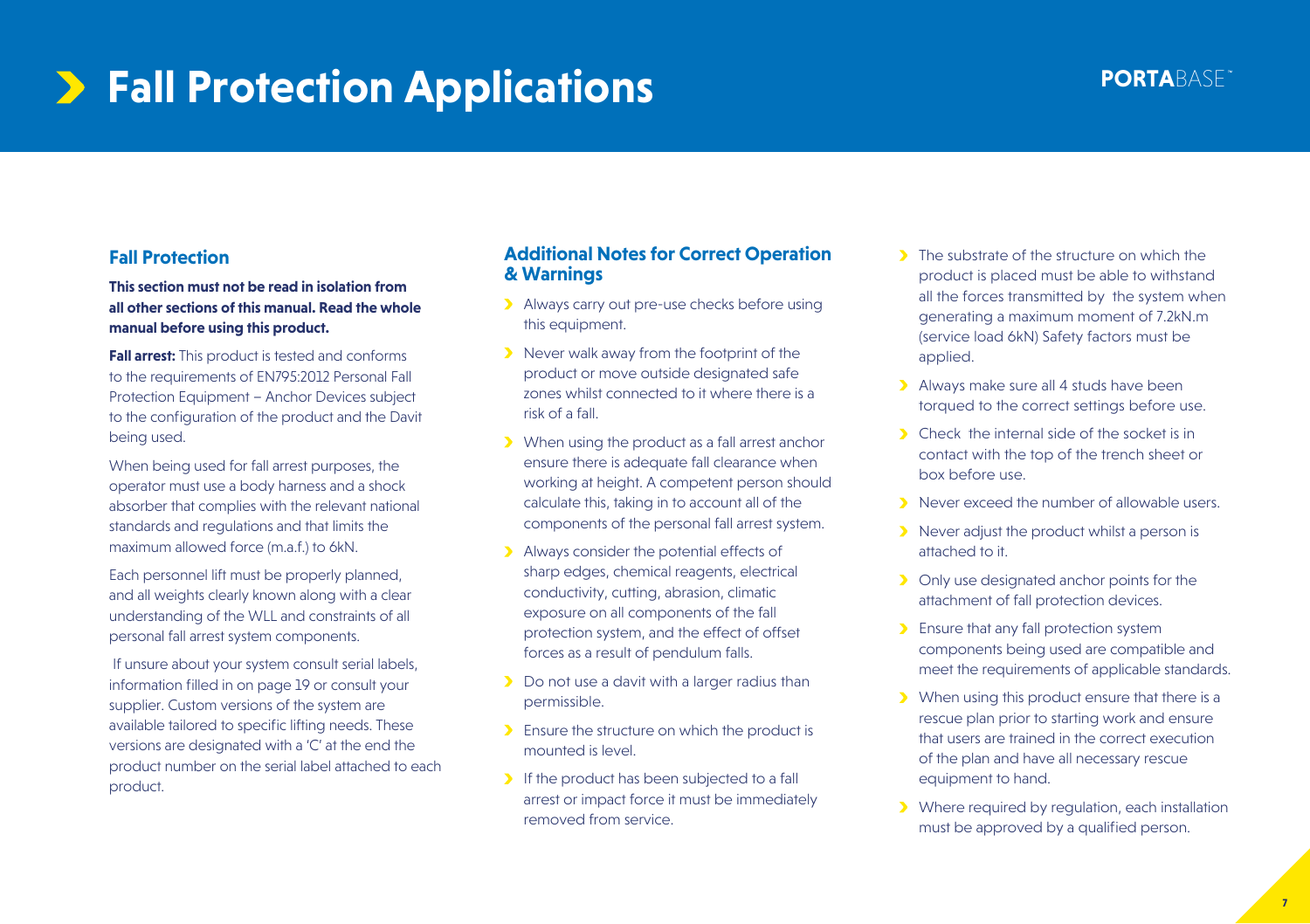# Fall Protection Applications

## Fall Protection

**This section must not be read in isolation from all other sections of this manual. Read the whole manual before using this product.**

**Fall arrest:** This product is tested and conforms to the requirements of EN795:2012 Personal Fall Protection Equipment – Anchor Devices subject to the configuration of the product and the Davit being used.

When being used for fall arrest purposes, the operator must use a body harness and a shock absorber that complies with the relevant national standards and regulations and that limits the maximum allowed force (m.a.f.) to 6kN.

Each personnel lift must be properly planned, and all weights clearly known along with a clear understanding of the WLL and constraints of all personal fall arrest system components.

If unsure about your system consult serial labels, information filled in on page 19 or consult your supplier. Custom versions of the system are available tailored to specific lifting needs. These versions are designated with a 'C' at the end the product number on the serial label attached to each product.

## Additional Notes for Correct Operation & Warnings

- Always carry out pre-use checks before using this equipment.
- Never walk away from the footprint of the product or move outside designated safe zones whilst connected to it where there is a risk of a fall.
- When using the product as a fall arrest anchor ensure there is adequate fall clearance when working at height. A competent person should calculate this, taking in to account all of the components of the personal fall arrest system.
- Always consider the potential effects of sharp edges, chemical reagents, electrical conductivity, cutting, abrasion, climatic exposure on all components of the fall protection system, and the effect of offset forces as a result of pendulum falls.
- Do not use a davit with a larger radius than permissible.
- Ensure the structure on which the product is mounted is level.
- If the product has been subjected to a fall arrest or impact force it must be immediately removed from service.
- The substrate of the structure on which the product is placed must be able to withstand all the forces transmitted by the system when generating a maximum moment of 7.2kN.m (service load 6kN) Safety factors must be applied.
- Always make sure all 4 studs have been torqued to the correct settings before use.
- Check the internal side of the socket is in contact with the top of the trench sheet or box before use.
- Never exceed the number of allowable users.
- Never adjust the product whilst a person is attached to it.
- Only use designated anchor points for the attachment of fall protection devices.
- Ensure that any fall protection system components being used are compatible and meet the requirements of applicable standards.
- When using this product ensure that there is a rescue plan prior to starting work and ensure that users are trained in the correct execution of the plan and have all necessary rescue equipment to hand.
- Where required by regulation, each installation must be approved by a qualified person.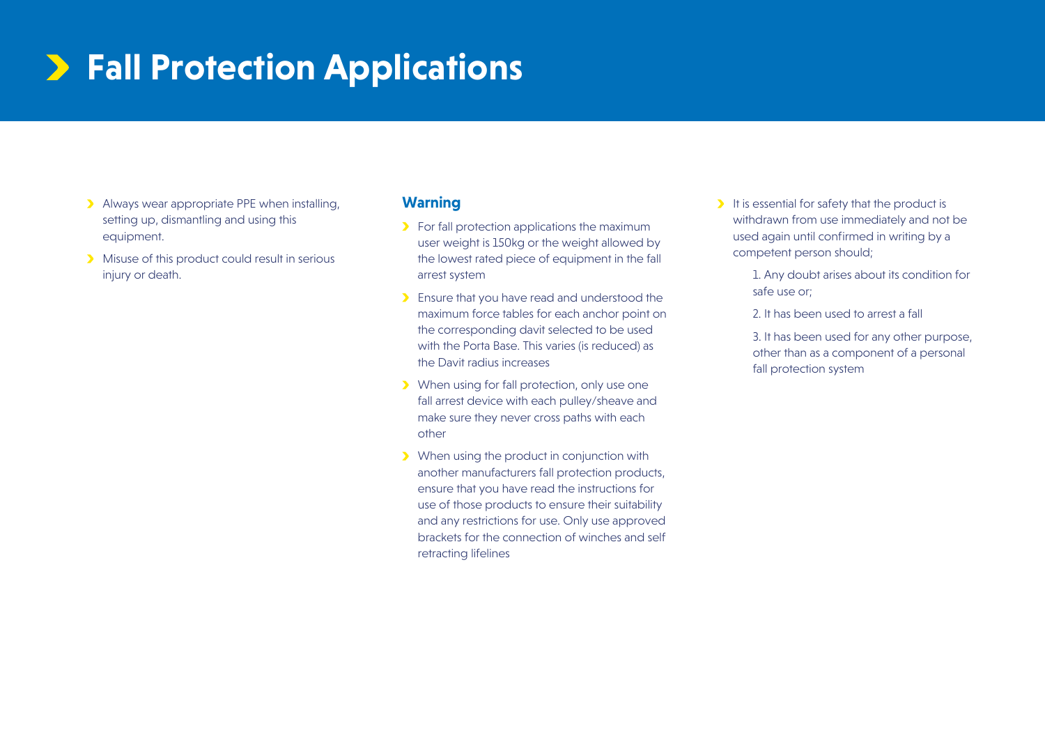# Fall Protection Applications

- Always wear appropriate PPE when installing, setting up, dismantling and using this equipment.
- Misuse of this product could result in serious injury or death.

### Warning

- For fall protection applications the maximum user weight is 150kg or the weight allowed by the lowest rated piece of equipment in the fall arrest system
- Ensure that you have read and understood the maximum force tables for each anchor point on the corresponding davit selected to be used with the Porta Base. This varies (is reduced) as the Davit radius increases
- When using for fall protection, only use one fall arrest device with each pulley/sheave and make sure they never cross paths with each other
- When using the product in conjunction with another manufacturers fall protection products, ensure that you have read the instructions for use of those products to ensure their suitability and any restrictions for use. Only use approved brackets for the connection of winches and self retracting lifelines

- It is essential for safety that the product is withdrawn from use immediately and not be used again until confirmed in writing by a competent person should;

  1. Any doubt arises about its condition for safe use or;
  2. It has been used to arrest a fall
  3. It has been used for any other purpose, other than as a component of a personal fall protection system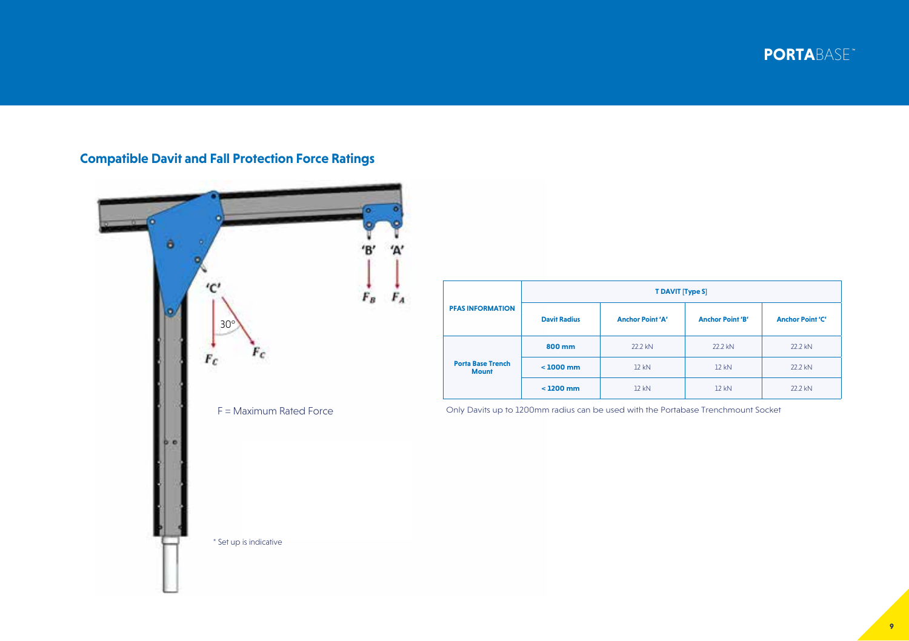## Compatible Davit and Fall Protection Force Ratings

'B' 'A'

$F_B$ $F_A$

'C'

30°

$F_C$ $F_C$

F = Maximum Rated Force

* Set up is indicative

| PFAS INFORMATION | T DAVIT [Type S] | | | |
|---|---|---|---|---|
| | **Davit Radius** | **Anchor Point 'A'** | **Anchor Point 'B'** | **Anchor Point 'C'** |
| **Porta Base Trench Mount** | **800 mm** | 22.2 kN | 22.2 kN | 22.2 kN |
| | **< 1000 mm** | 12 kN | 12 kN | 22.2 kN |
| | **< 1200 mm** | 12 kN | 12 kN | 22.2 kN |

Only Davits up to 1200mm radius can be used with the Portabase Trenchmount Socket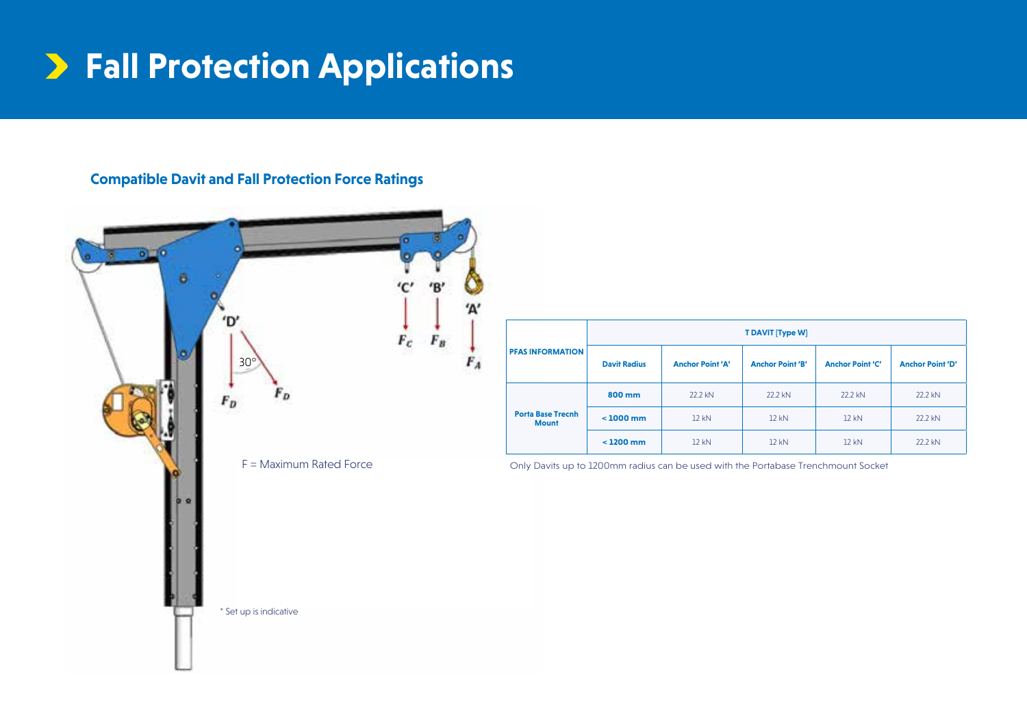# Fall Protection Applications

## Compatible Davit and Fall Protection Force Ratings

'D' 'C' 'B' 'A'

30°

$F_D$ $F_D$ $F_C$ $F_B$ $F_A$

F = Maximum Rated Force

* Set up is indicative

| PFAS INFORMATION | T DAVIT [Type W] | | | | |
|---|---|---|---|---|---|
| | Davit Radius | Anchor Point 'A' | Anchor Point 'B' | Anchor Point 'C' | Anchor Point 'D' |
| Porta Base Trecnh Mount | 800 mm | 22.2 kN | 22.2 kN | 22.2 kN | 22.2 kN |
| | < 1000 mm | 12 kN | 12 kN | 12 kN | 22.2 kN |
| | < 1200 mm | 12 kN | 12 kN | 12 kN | 22.2 kN |

Only Davits up to 1200mm radius can be used with the Portabase Trenchmount Socket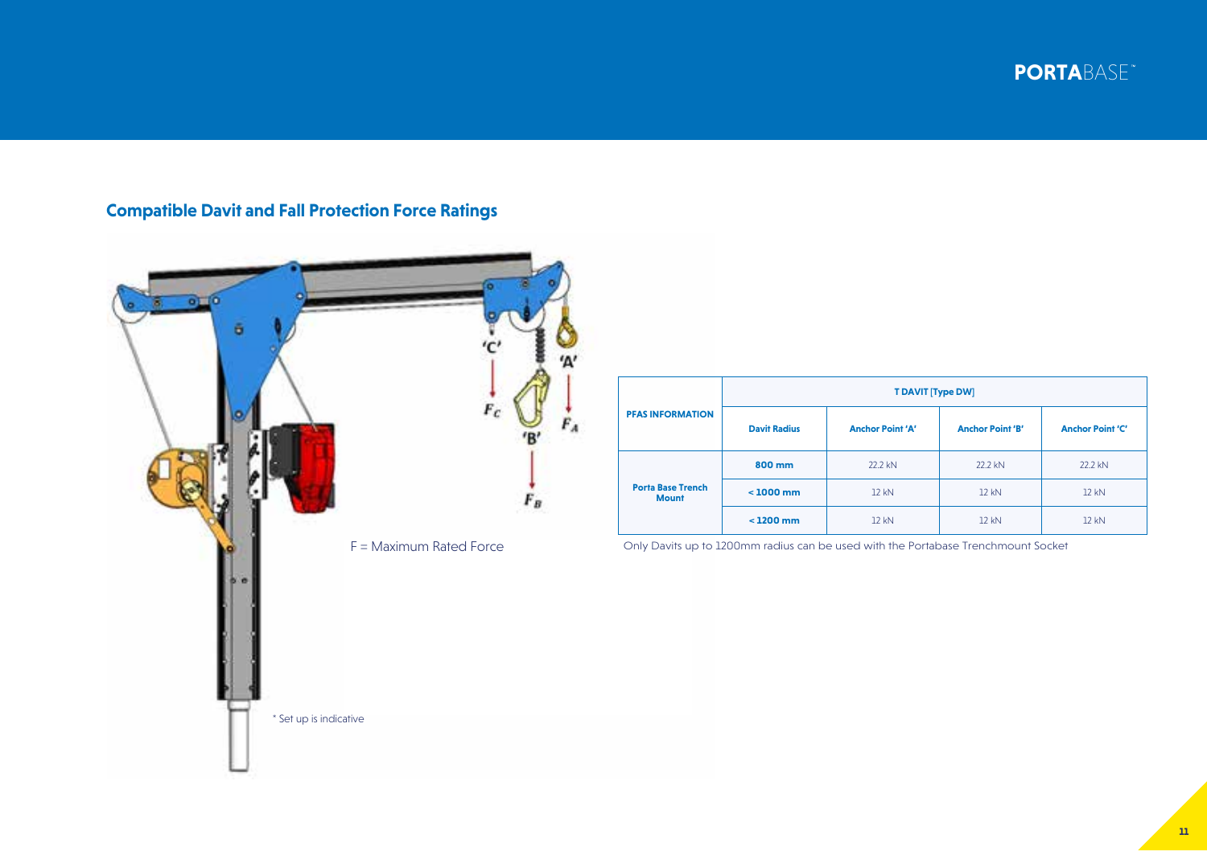## Compatible Davit and Fall Protection Force Ratings

F = Maximum Rated Force

* Set up is indicative

| PFAS INFORMATION | T DAVIT [Type DW] | | | |
|---|---|---|---|---|
| | **Davit Radius** | **Anchor Point 'A'** | **Anchor Point 'B'** | **Anchor Point 'C'** |
| **Porta Base Trench Mount** | **800 mm** | 22.2 kN | 22.2 kN | 22.2 kN |
| | **< 1000 mm** | 12 kN | 12 kN | 12 kN |
| | **< 1200 mm** | 12 kN | 12 kN | 12 kN |

Only Davits up to 1200mm radius can be used with the Portabase Trenchmount Socket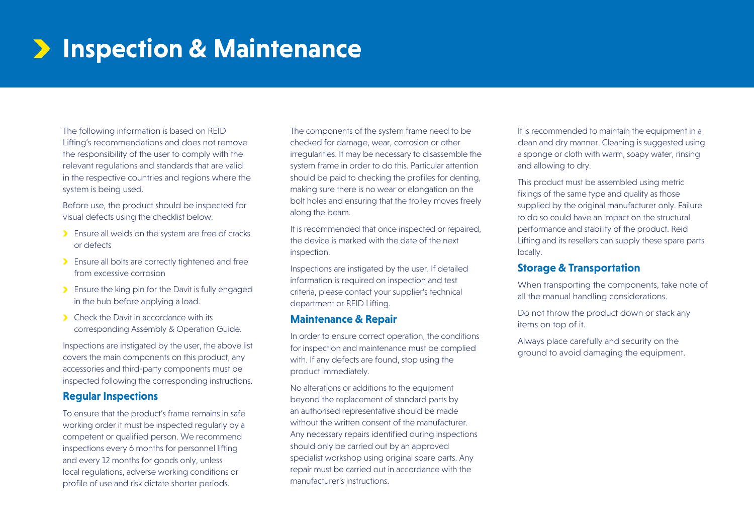# Inspection & Maintenance

The following information is based on REID Lifting's recommendations and does not remove the responsibility of the user to comply with the relevant regulations and standards that are valid in the respective countries and regions where the system is being used.

Before use, the product should be inspected for visual defects using the checklist below:

- Ensure all welds on the system are free of cracks or defects
- Ensure all bolts are correctly tightened and free from excessive corrosion
- Ensure the king pin for the Davit is fully engaged in the hub before applying a load.
- Check the Davit in accordance with its corresponding Assembly & Operation Guide.

Inspections are instigated by the user, the above list covers the main components on this product, any accessories and third-party components must be inspected following the corresponding instructions.

## Regular Inspections

To ensure that the product's frame remains in safe working order it must be inspected regularly by a competent or qualified person. We recommend inspections every 6 months for personnel lifting and every 12 months for goods only, unless local regulations, adverse working conditions or profile of use and risk dictate shorter periods.

The components of the system frame need to be checked for damage, wear, corrosion or other irregularities. It may be necessary to disassemble the system frame in order to do this. Particular attention should be paid to checking the profiles for denting, making sure there is no wear or elongation on the bolt holes and ensuring that the trolley moves freely along the beam.

It is recommended that once inspected or repaired, the device is marked with the date of the next inspection.

Inspections are instigated by the user. If detailed information is required on inspection and test criteria, please contact your supplier's technical department or REID Lifting.

## Maintenance & Repair

In order to ensure correct operation, the conditions for inspection and maintenance must be complied with. If any defects are found, stop using the product immediately.

No alterations or additions to the equipment beyond the replacement of standard parts by an authorised representative should be made without the written consent of the manufacturer. Any necessary repairs identified during inspections should only be carried out by an approved specialist workshop using original spare parts. Any repair must be carried out in accordance with the manufacturer's instructions.

It is recommended to maintain the equipment in a clean and dry manner. Cleaning is suggested using a sponge or cloth with warm, soapy water, rinsing and allowing to dry.

This product must be assembled using metric fixings of the same type and quality as those supplied by the original manufacturer only. Failure to do so could have an impact on the structural performance and stability of the product. Reid Lifting and its resellers can supply these spare parts locally.

## Storage & Transportation

When transporting the components, take note of all the manual handling considerations.

Do not throw the product down or stack any items on top of it.

Always place carefully and security on the ground to avoid damaging the equipment.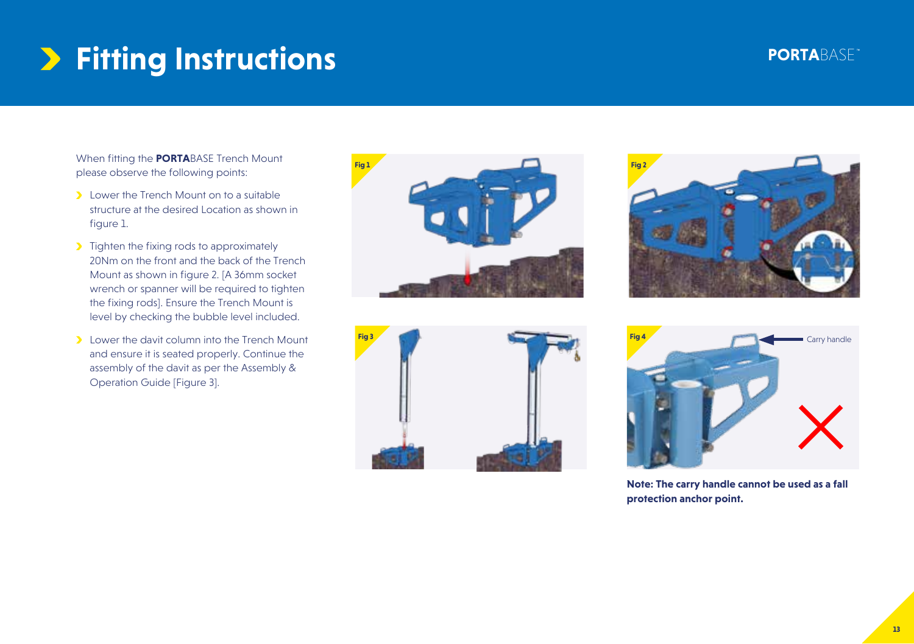# Fitting Instructions

When fitting the **PORTA**BASE Trench Mount please observe the following points:

- Lower the Trench Mount on to a suitable structure at the desired Location as shown in figure 1.
- Tighten the fixing rods to approximately 20Nm on the front and the back of the Trench Mount as shown in figure 2. [A 36mm socket wrench or spanner will be required to tighten the fixing rods]. Ensure the Trench Mount is level by checking the bubble level included.
- Lower the davit column into the Trench Mount and ensure it is seated properly. Continue the assembly of the davit as per the Assembly & Operation Guide [Figure 3].

Fig 1

Fig 2

Fig 3

Fig 4

Carry handle

**Note: The carry handle cannot be used as a fall protection anchor point.**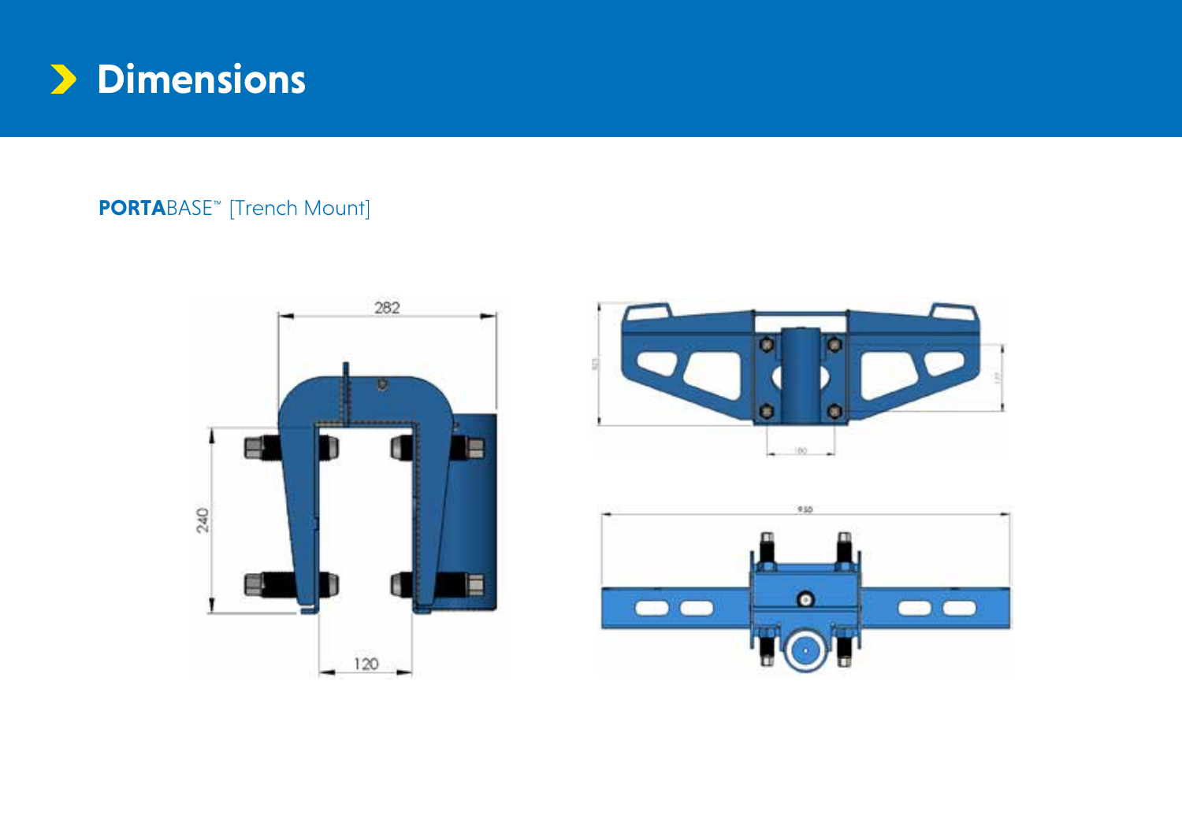# Dimensions

**PORTA**BASE™ [Trench Mount]

282

240

120

950

180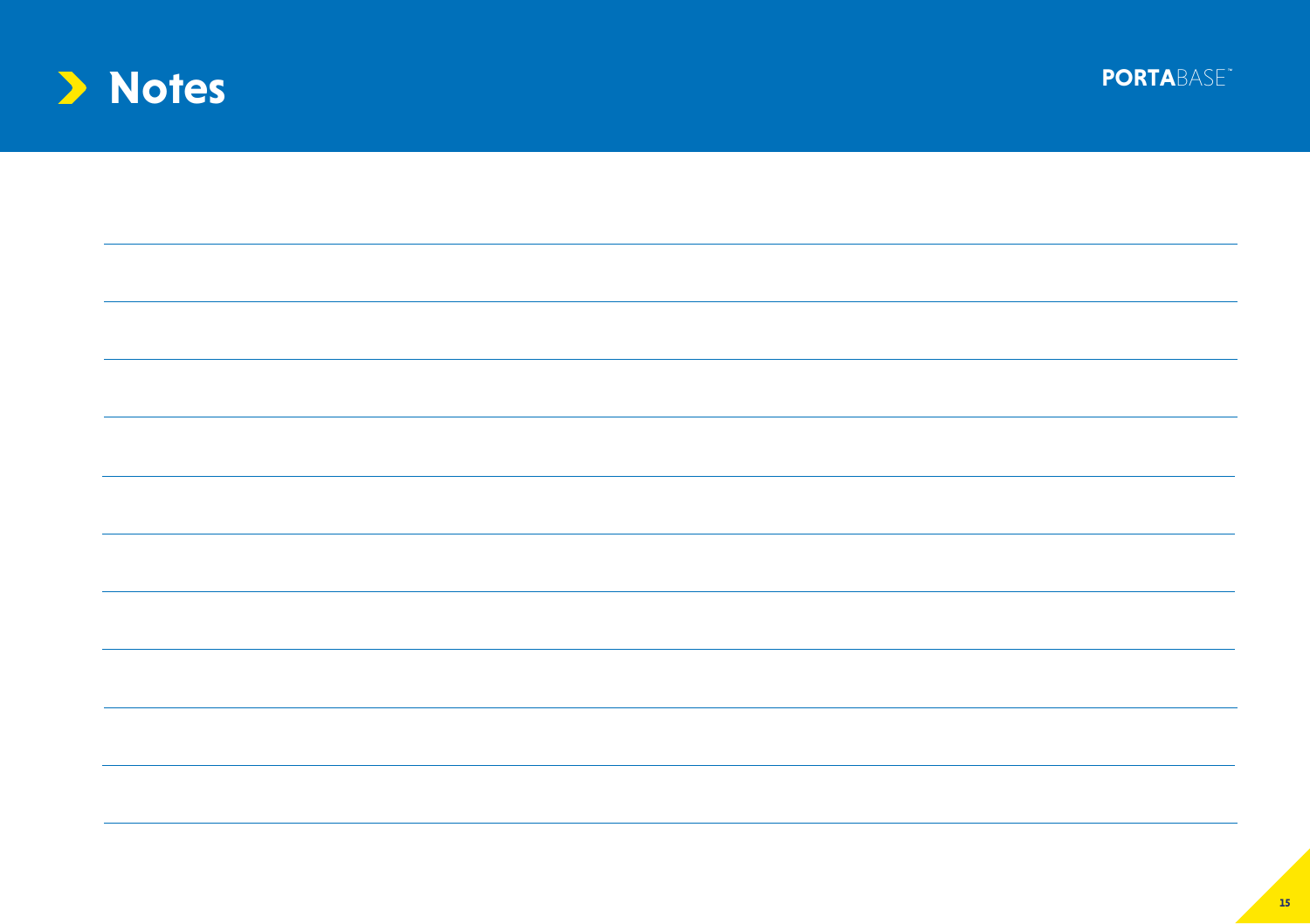# Notes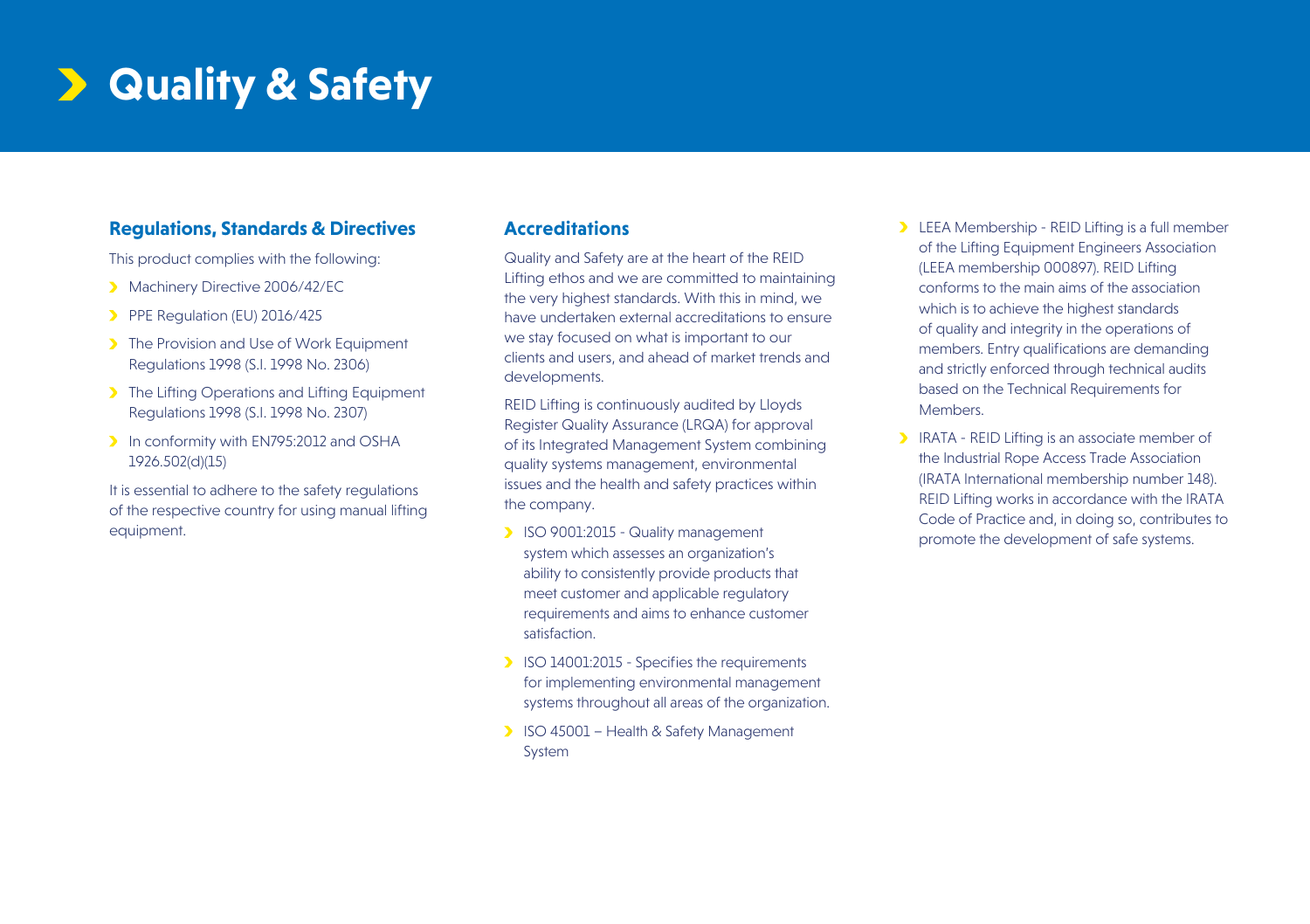# Quality & Safety

## Regulations, Standards & Directives

This product complies with the following:

- Machinery Directive 2006/42/EC
- PPE Regulation (EU) 2016/425
- The Provision and Use of Work Equipment Regulations 1998 (S.I. 1998 No. 2306)
- The Lifting Operations and Lifting Equipment Regulations 1998 (S.I. 1998 No. 2307)
- In conformity with EN795:2012 and OSHA 1926.502(d)(15)

It is essential to adhere to the safety regulations of the respective country for using manual lifting equipment.

## Accreditations

Quality and Safety are at the heart of the REID Lifting ethos and we are committed to maintaining the very highest standards. With this in mind, we have undertaken external accreditations to ensure we stay focused on what is important to our clients and users, and ahead of market trends and developments.

REID Lifting is continuously audited by Lloyds Register Quality Assurance (LRQA) for approval of its Integrated Management System combining quality systems management, environmental issues and the health and safety practices within the company.

- ISO 9001:2015 - Quality management system which assesses an organization's ability to consistently provide products that meet customer and applicable regulatory requirements and aims to enhance customer satisfaction.
- ISO 14001:2015 - Specifies the requirements for implementing environmental management systems throughout all areas of the organization.
- ISO 45001 – Health & Safety Management System
- LEEA Membership - REID Lifting is a full member of the Lifting Equipment Engineers Association (LEEA membership 000897). REID Lifting conforms to the main aims of the association which is to achieve the highest standards of quality and integrity in the operations of members. Entry qualifications are demanding and strictly enforced through technical audits based on the Technical Requirements for Members.
- IRATA - REID Lifting is an associate member of the Industrial Rope Access Trade Association (IRATA International membership number 148). REID Lifting works in accordance with the IRATA Code of Practice and, in doing so, contributes to promote the development of safe systems.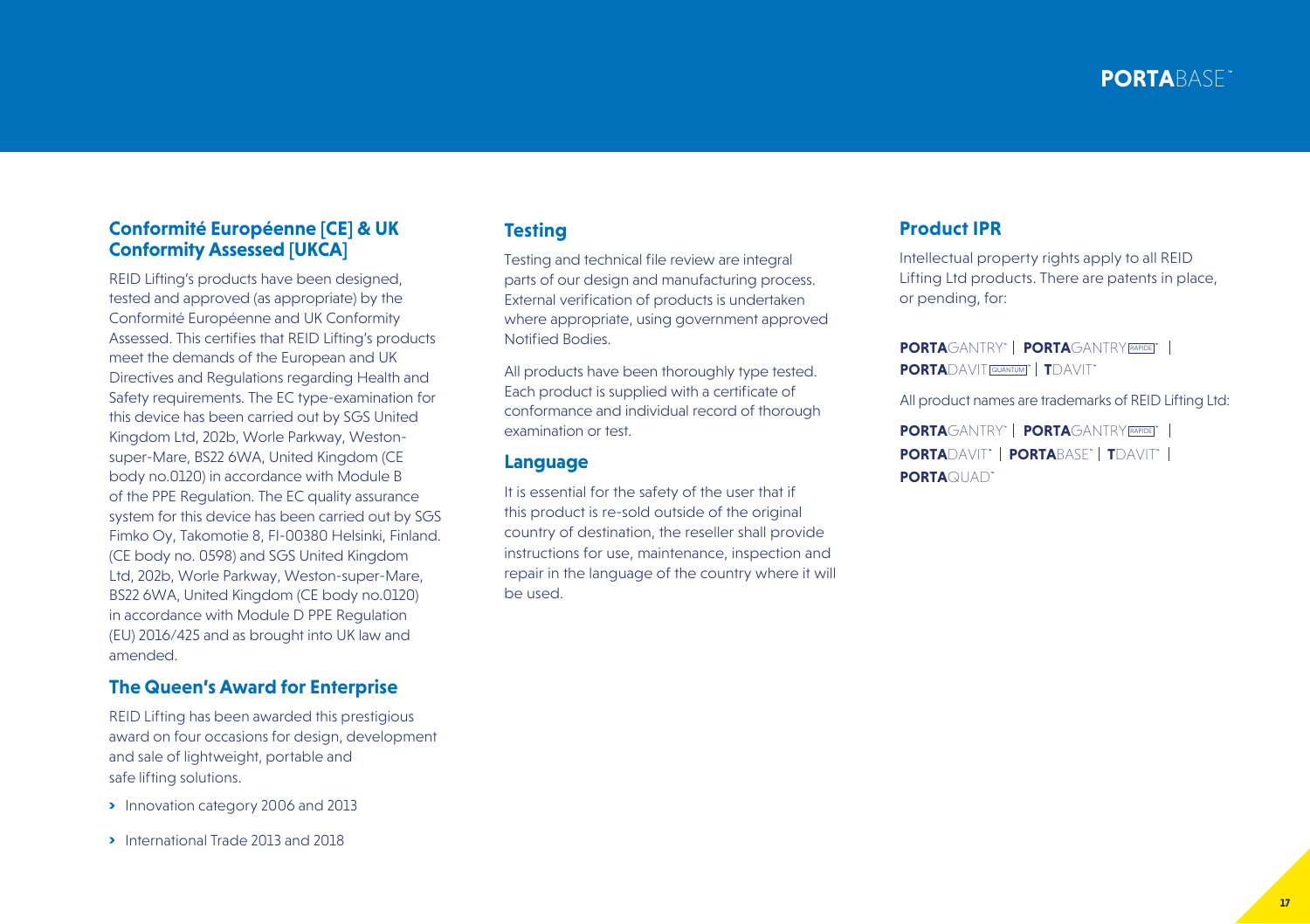## Conformité Européenne [CE] & UK Conformity Assessed [UKCA]

REID Lifting's products have been designed, tested and approved (as appropriate) by the Conformité Européenne and UK Conformity Assessed. This certifies that REID Lifting's products meet the demands of the European and UK Directives and Regulations regarding Health and Safety requirements. The EC type-examination for this device has been carried out by SGS United Kingdom Ltd, 202b, Worle Parkway, Weston-super-Mare, BS22 6WA, United Kingdom (CE body no.0120) in accordance with Module B of the PPE Regulation. The EC quality assurance system for this device has been carried out by SGS Fimko Oy, Takomotie 8, FI-00380 Helsinki, Finland. (CE body no. 0598) and SGS United Kingdom Ltd, 202b, Worle Parkway, Weston-super-Mare, BS22 6WA, United Kingdom (CE body no.0120) in accordance with Module D PPE Regulation (EU) 2016/425 and as brought into UK law and amended.

## The Queen's Award for Enterprise

REID Lifting has been awarded this prestigious award on four occasions for design, development and sale of lightweight, portable and safe lifting solutions.

- Innovation category 2006 and 2013
- International Trade 2013 and 2018

## Testing

Testing and technical file review are integral parts of our design and manufacturing process. External verification of products is undertaken where appropriate, using government approved Notified Bodies.

All products have been thoroughly type tested. Each product is supplied with a certificate of conformance and individual record of thorough examination or test.

## Language

It is essential for the safety of the user that if this product is re-sold outside of the original country of destination, the reseller shall provide instructions for use, maintenance, inspection and repair in the language of the country where it will be used.

## Product IPR

Intellectual property rights apply to all REID Lifting Ltd products. There are patents in place, or pending, for:

**PORTA**GANTRY™ | **PORTA**GANTRY RAPIDE™ | **PORTA**DAVIT QUANTUM™ | **T**DAVIT™

All product names are trademarks of REID Lifting Ltd:

**PORTA**GANTRY™ | **PORTA**GANTRY RAPIDE™ | **PORTA**DAVIT™ | **PORTA**BASE™ | **T**DAVIT™ | **PORTA**QUAD™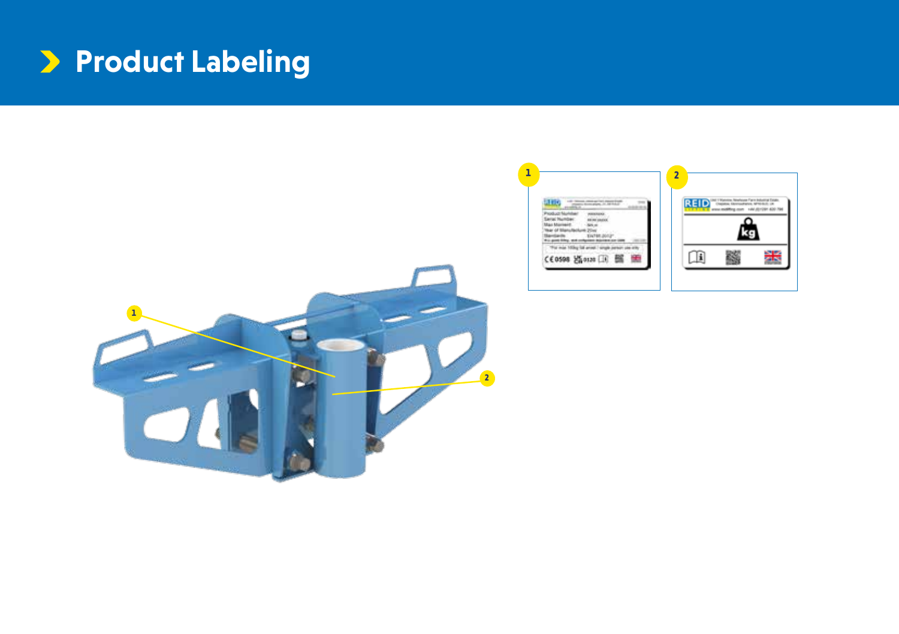# Product Labeling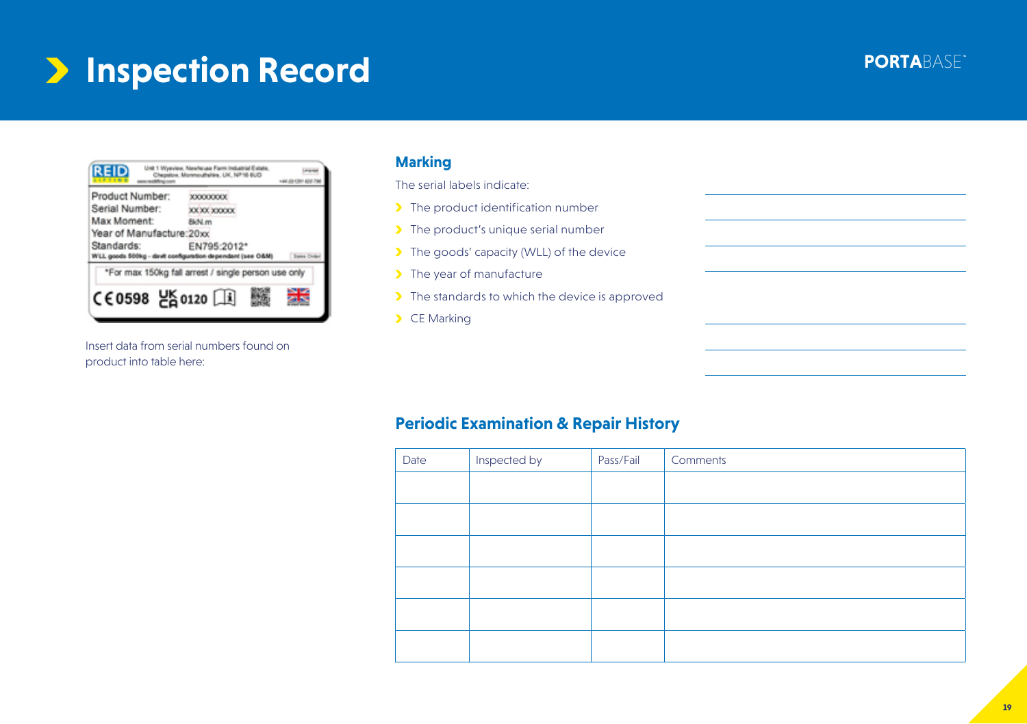# Inspection Record

Insert data from serial numbers found on product into table here:

## Marking

The serial labels indicate:

- The product identification number
- The product's unique serial number
- The goods' capacity (WLL) of the device
- The year of manufacture
- The standards to which the device is approved
- CE Marking

## Periodic Examination & Repair History

| Date | Inspected by | Pass/Fail | Comments |
|---|---|---|---|
| | | | |
| | | | |
| | | | |
| | | | |
| | | | |
| | | | |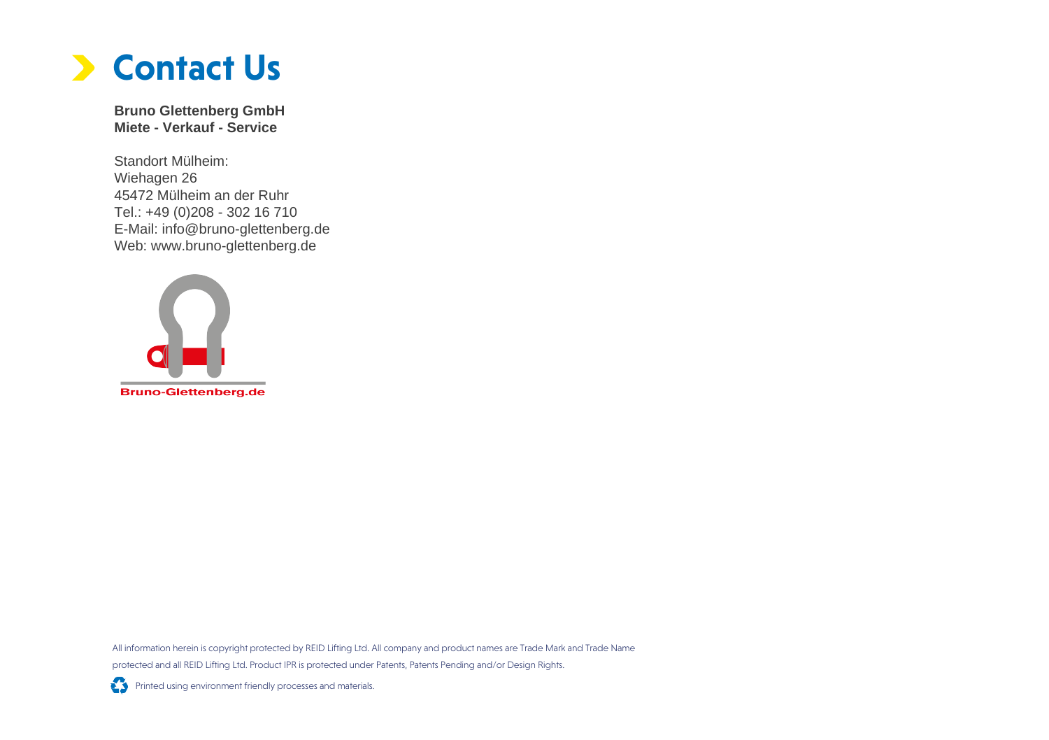# Contact Us

**Bruno Glettenberg GmbH**
**Miete - Verkauf - Service**

Standort Mülheim:
Wiehagen 26
45472 Mülheim an der Ruhr
Tel.: +49 (0)208 - 302 16 710
E-Mail: info@bruno-glettenberg.de
Web: www.bruno-glettenberg.de

Bruno-Glettenberg.de

All information herein is copyright protected by REID Lifting Ltd. All company and product names are Trade Mark and Trade Name protected and all REID Lifting Ltd. Product IPR is protected under Patents, Patents Pending and/or Design Rights.

Printed using environment friendly processes and materials.